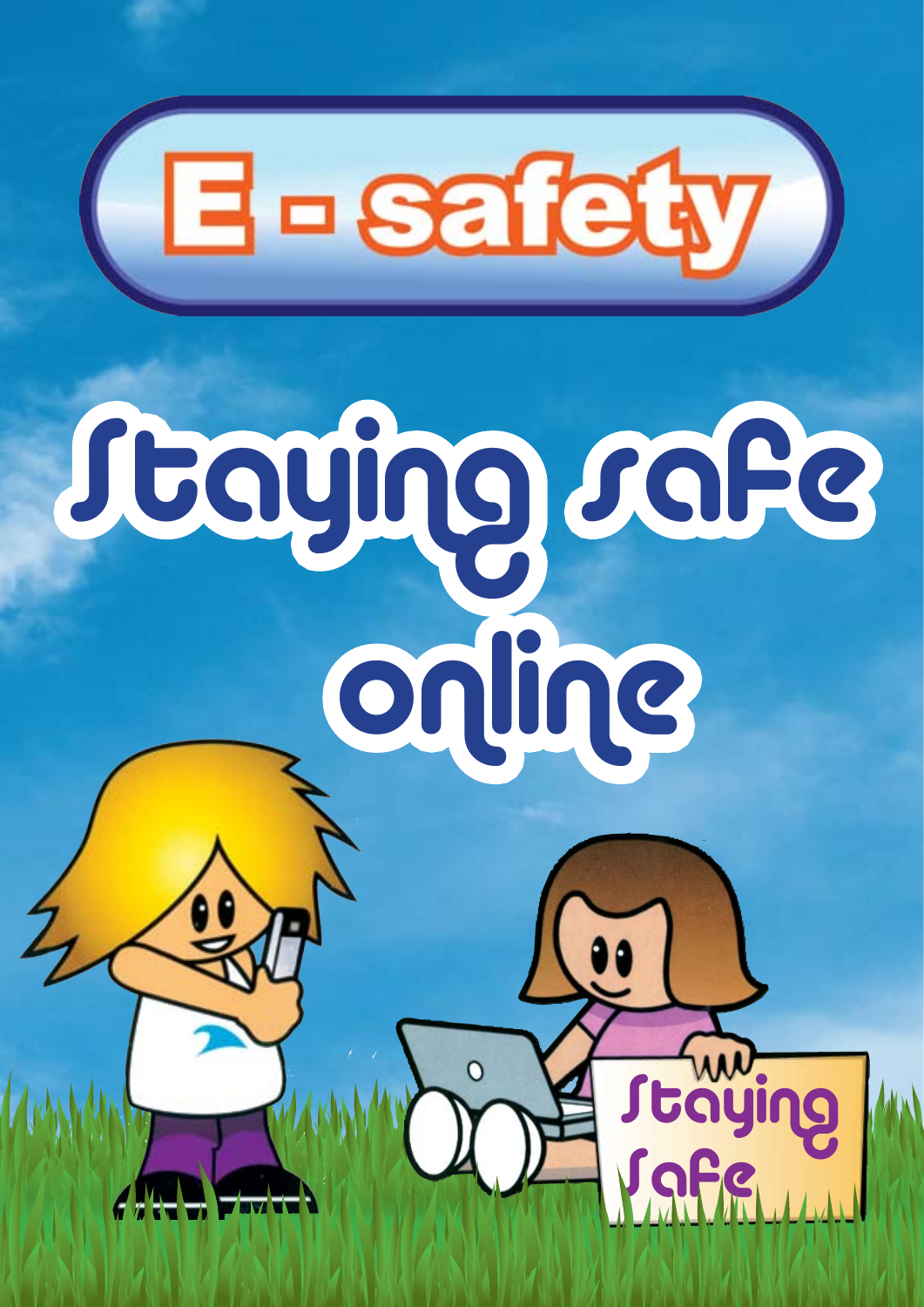# E - safety

# Staying safe online

Staying Safe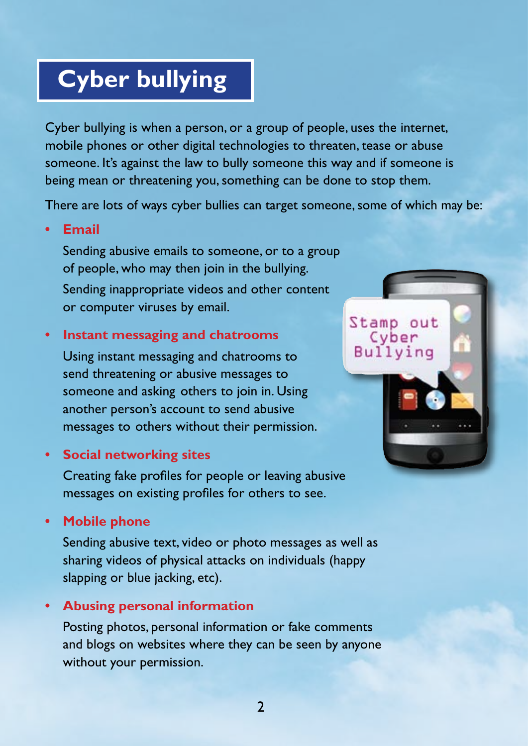# Cyber bullying

Cyber bullying is when a person, or a group of people, uses the internet, mobile phones or other digital technologies to threaten, tease or abuse someone. It's against the law to bully someone this way and if someone is being mean or threatening you, something can be done to stop them.

There are lots of ways cyber bullies can target someone, some of which may be:

- **Email**

  Sending abusive emails to someone, or to a group of people, who may then join in the bullying.

  Sending inappropriate videos and other content or computer viruses by email.

- **Instant messaging and chatrooms**

  Using instant messaging and chatrooms to send threatening or abusive messages to someone and asking others to join in. Using another person's account to send abusive messages to others without their permission.

- **Social networking sites**

  Creating fake profiles for people or leaving abusive messages on existing profiles for others to see.

- **Mobile phone**

  Sending abusive text, video or photo messages as well as sharing videos of physical attacks on individuals (happy slapping or blue jacking, etc).

- **Abusing personal information**

  Posting photos, personal information or fake comments and blogs on websites where they can be seen by anyone without your permission.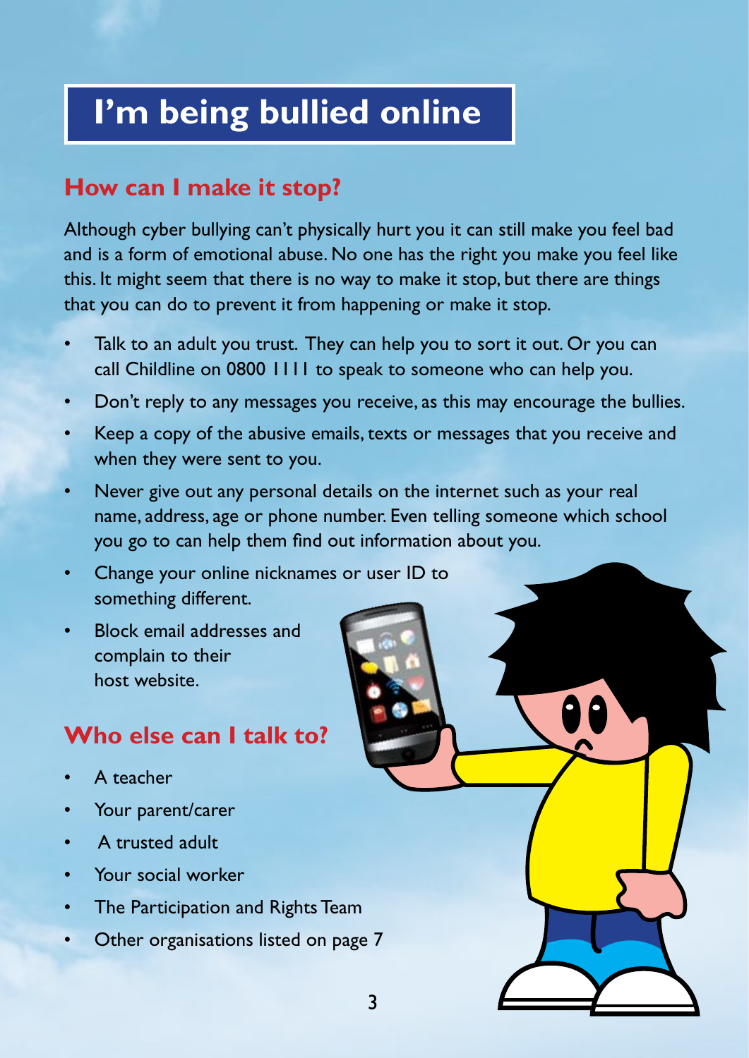# I'm being bullied online

## How can I make it stop?

Although cyber bullying can't physically hurt you it can still make you feel bad and is a form of emotional abuse. No one has the right you make you feel like this. It might seem that there is no way to make it stop, but there are things that you can do to prevent it from happening or make it stop.

- Talk to an adult you trust. They can help you to sort it out. Or you can call Childline on 0800 1111 to speak to someone who can help you.
- Don't reply to any messages you receive, as this may encourage the bullies.
- Keep a copy of the abusive emails, texts or messages that you receive and when they were sent to you.
- Never give out any personal details on the internet such as your real name, address, age or phone number. Even telling someone which school you go to can help them find out information about you.
- Change your online nicknames or user ID to something different.
- Block email addresses and complain to their host website.

## Who else can I talk to?

- A teacher
- Your parent/carer
- A trusted adult
- Your social worker
- The Participation and Rights Team
- Other organisations listed on page 7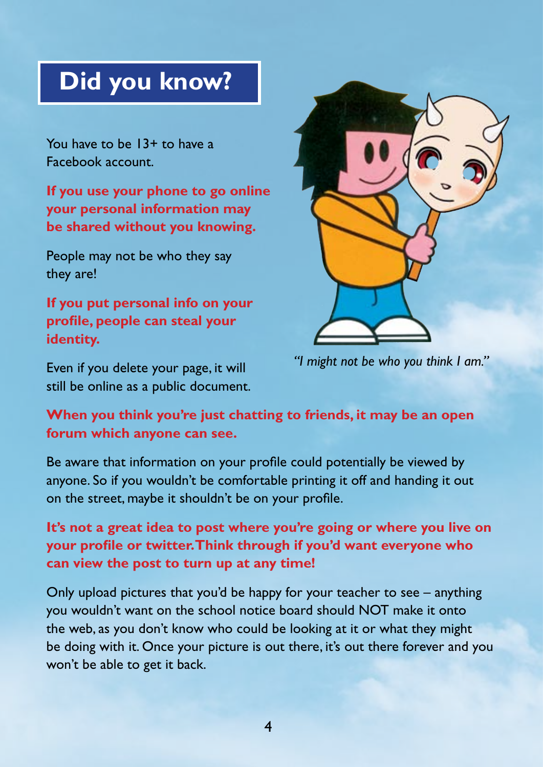# Did you know?

You have to be 13+ to have a Facebook account.

**If you use your phone to go online your personal information may be shared without you knowing.**

People may not be who they say they are!

**If you put personal info on your profile, people can steal your identity.**

Even if you delete your page, it will still be online as a public document.

*"I might not be who you think I am."*

**When you think you're just chatting to friends, it may be an open forum which anyone can see.**

Be aware that information on your profile could potentially be viewed by anyone. So if you wouldn't be comfortable printing it off and handing it out on the street, maybe it shouldn't be on your profile.

**It's not a great idea to post where you're going or where you live on your profile or twitter. Think through if you'd want everyone who can view the post to turn up at any time!**

Only upload pictures that you'd be happy for your teacher to see – anything you wouldn't want on the school notice board should NOT make it onto the web, as you don't know who could be looking at it or what they might be doing with it. Once your picture is out there, it's out there forever and you won't be able to get it back.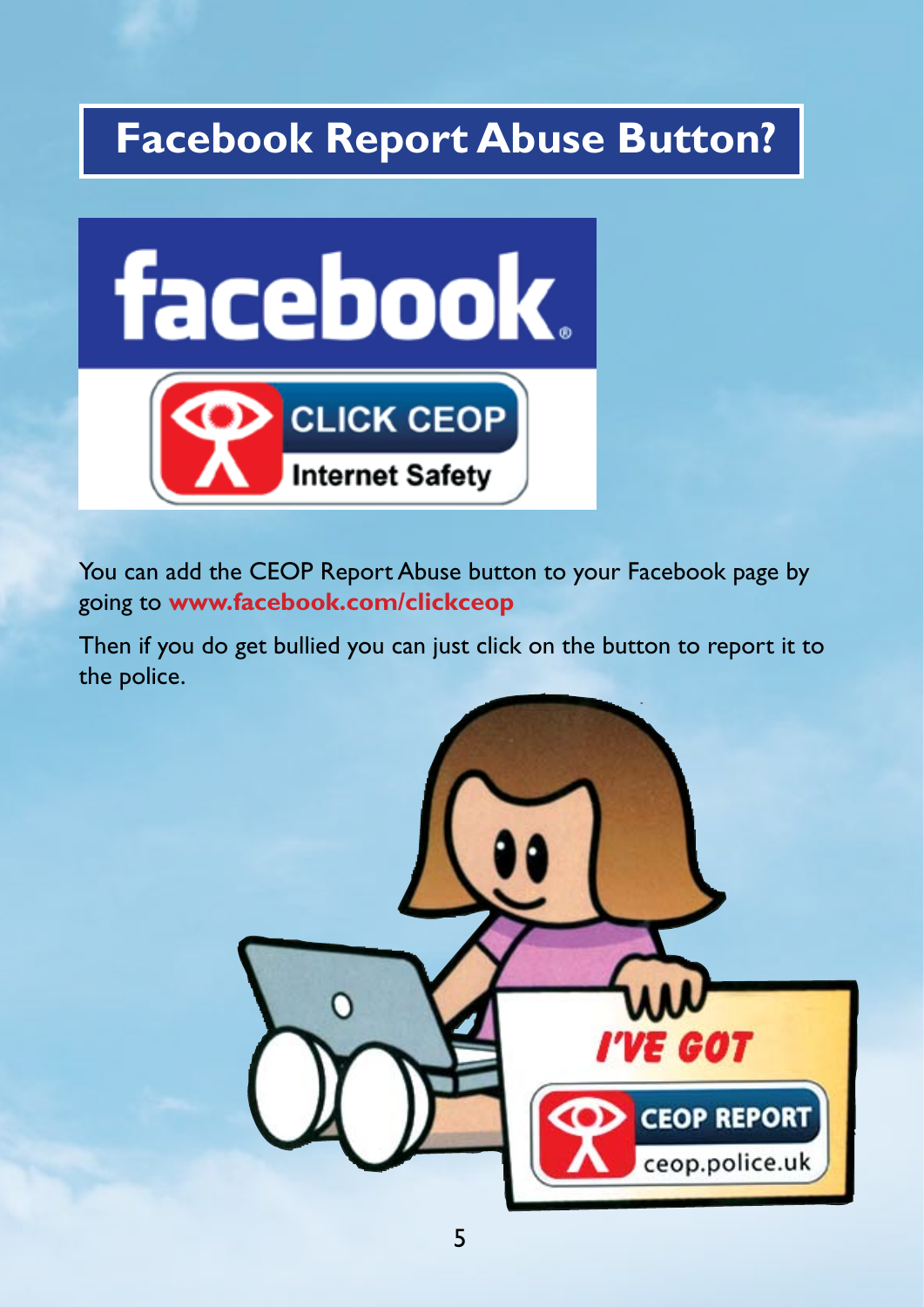# Facebook Report Abuse Button?

You can add the CEOP Report Abuse button to your Facebook page by going to **www.facebook.com/clickceop**

Then if you do get bullied you can just click on the button to report it to the police.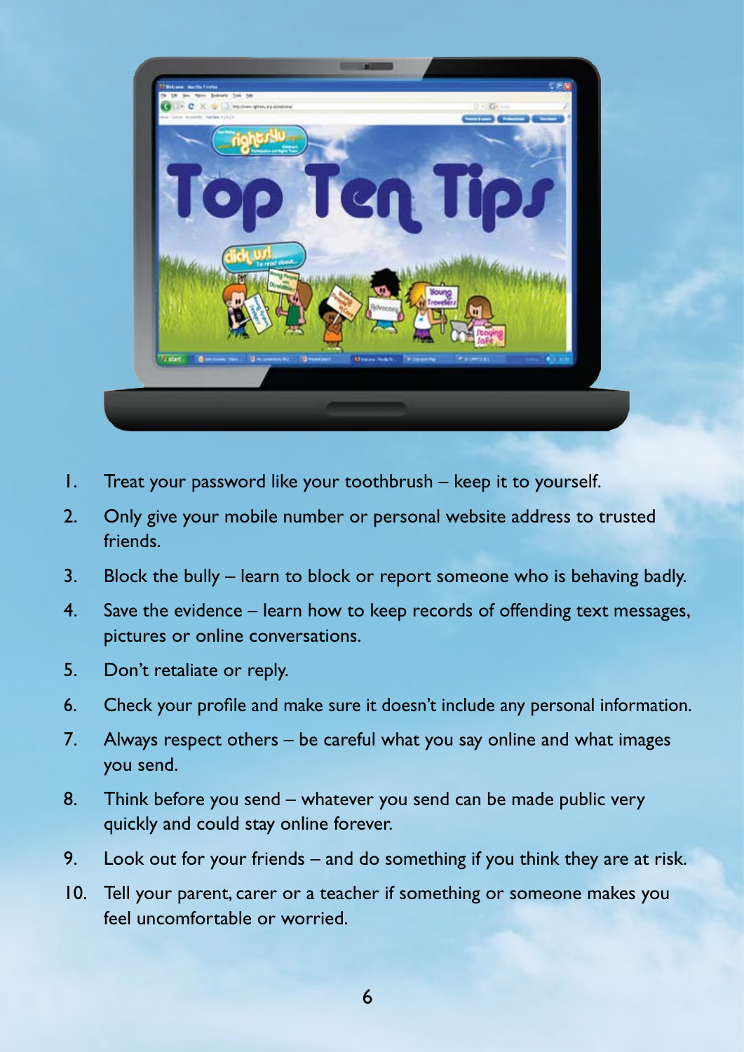1. Treat your password like your toothbrush – keep it to yourself.
2. Only give your mobile number or personal website address to trusted friends.
3. Block the bully – learn to block or report someone who is behaving badly.
4. Save the evidence – learn how to keep records of offending text messages, pictures or online conversations.
5. Don't retaliate or reply.
6. Check your profile and make sure it doesn't include any personal information.
7. Always respect others – be careful what you say online and what images you send.
8. Think before you send – whatever you send can be made public very quickly and could stay online forever.
9. Look out for your friends – and do something if you think they are at risk.
10. Tell your parent, carer or a teacher if something or someone makes you feel uncomfortable or worried.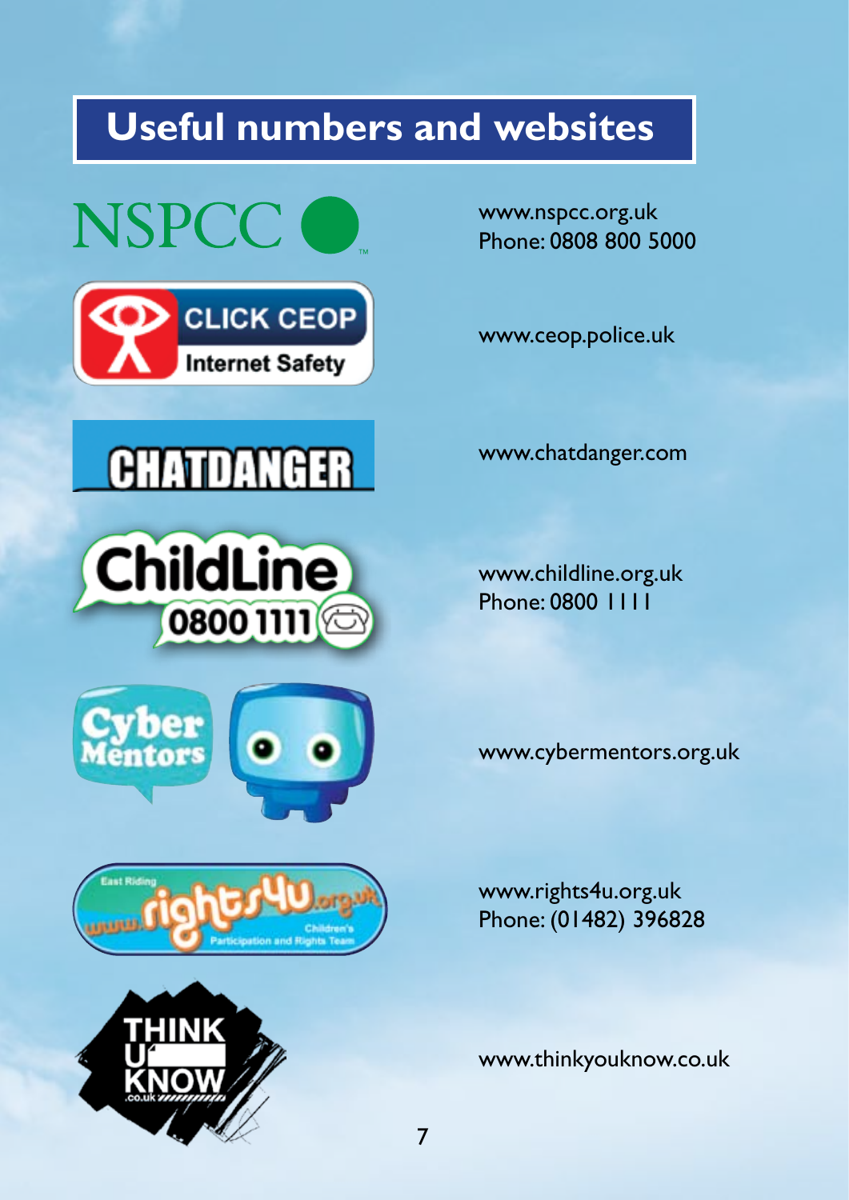# Useful numbers and websites

NSPCC
www.nspcc.org.uk
Phone: 0808 800 5000

CLICK CEOP Internet Safety
www.ceop.police.uk

CHATDANGER
www.chatdanger.com

ChildLine 0800 1111
www.childline.org.uk
Phone: 0800 1111

Cyber Mentors
www.cybermentors.org.uk

East Riding www.rights4u.org.uk Children's Participation and Rights Team
www.rights4u.org.uk
Phone: (01482) 396828

THINK U KNOW .co.uk
www.thinkyouknow.co.uk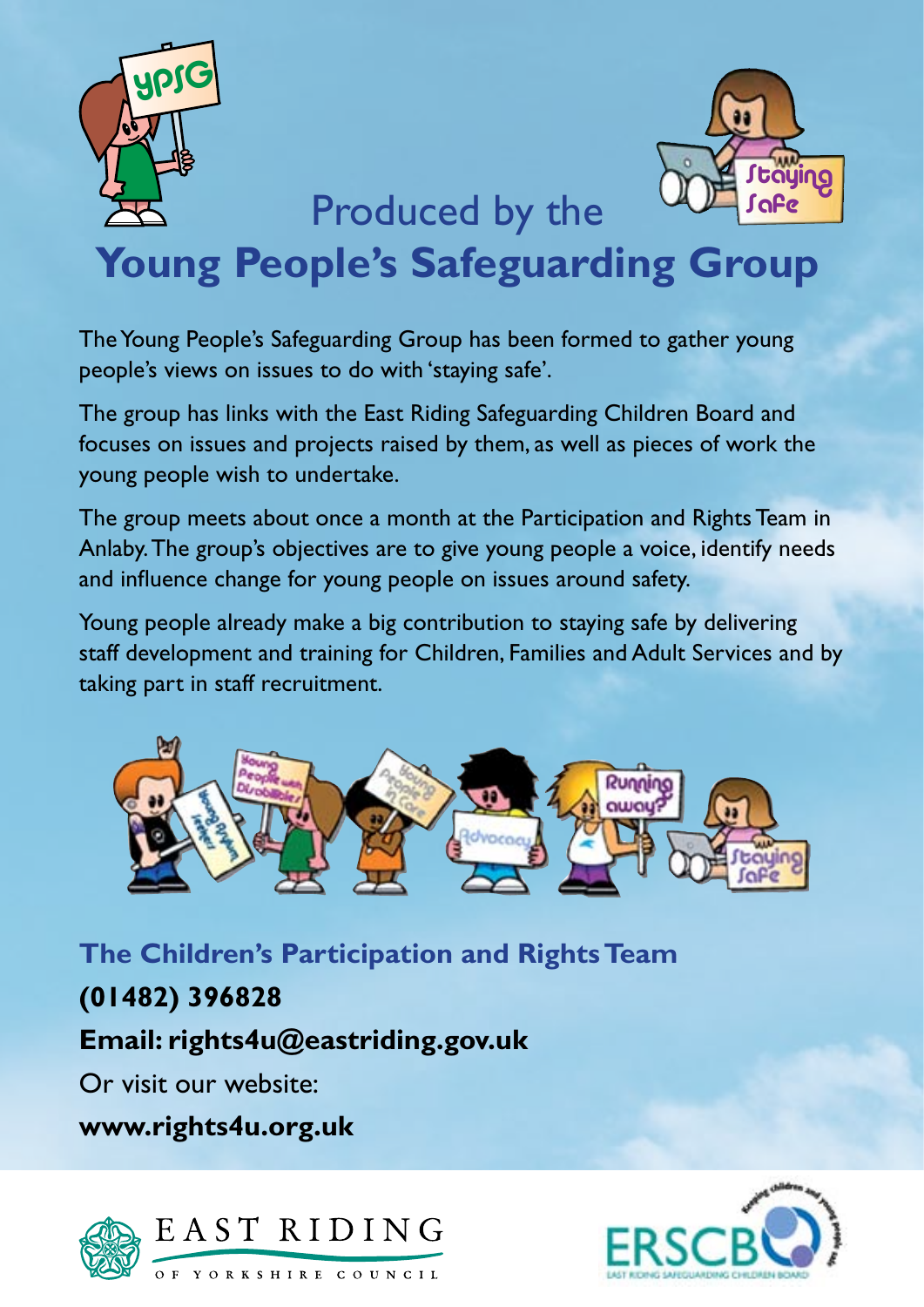Produced by the

# Young People's Safeguarding Group

The Young People's Safeguarding Group has been formed to gather young people's views on issues to do with 'staying safe'.

The group has links with the East Riding Safeguarding Children Board and focuses on issues and projects raised by them, as well as pieces of work the young people wish to undertake.

The group meets about once a month at the Participation and Rights Team in Anlaby. The group's objectives are to give young people a voice, identify needs and influence change for young people on issues around safety.

Young people already make a big contribution to staying safe by delivering staff development and training for Children, Families and Adult Services and by taking part in staff recruitment.

**The Children's Participation and Rights Team**

**(01482) 396828**

**Email: rights4u@eastriding.gov.uk**

Or visit our website:

**www.rights4u.org.uk**

EAST RIDING OF YORKSHIRE COUNCIL

ERSCB – East Riding Safeguarding Children Board